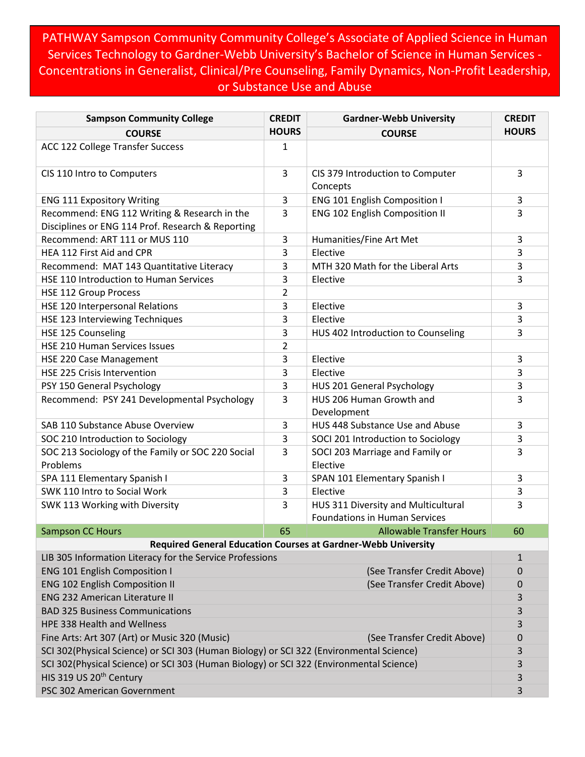# PATHWAY Sampson Community Community College's Associate of Applied Science in Human Services Technology to Gardner-Webb University's Bachelor of Science in Human Services - Concentrations in Generalist, Clinical/Pre Counseling, Family Dynamics, Non-Profit Leadership, or Substance Use and Abuse

| Sampson Community College COURSE | CREDIT HOURS | Gardner-Webb University COURSE | CREDIT HOURS |
|---|---|---|---|
| ACC 122 College Transfer Success | 1 | | |
| CIS 110 Intro to Computers | 3 | CIS 379 Introduction to Computer Concepts | 3 |
| ENG 111 Expository Writing | 3 | ENG 101 English Composition I | 3 |
| Recommend: ENG 112 Writing & Research in the Disciplines or ENG 114 Prof. Research & Reporting | 3 | ENG 102 English Composition II | 3 |
| Recommend: ART 111 or MUS 110 | 3 | Humanities/Fine Art Met | 3 |
| HEA 112 First Aid and CPR | 3 | Elective | 3 |
| Recommend: MAT 143 Quantitative Literacy | 3 | MTH 320 Math for the Liberal Arts | 3 |
| HSE 110 Introduction to Human Services | 3 | Elective | 3 |
| HSE 112 Group Process | 2 | | |
| HSE 120 Interpersonal Relations | 3 | Elective | 3 |
| HSE 123 Interviewing Techniques | 3 | Elective | 3 |
| HSE 125 Counseling | 3 | HUS 402 Introduction to Counseling | 3 |
| HSE 210 Human Services Issues | 2 | | |
| HSE 220 Case Management | 3 | Elective | 3 |
| HSE 225 Crisis Intervention | 3 | Elective | 3 |
| PSY 150 General Psychology | 3 | HUS 201 General Psychology | 3 |
| Recommend: PSY 241 Developmental Psychology | 3 | HUS 206 Human Growth and Development | 3 |
| SAB 110 Substance Abuse Overview | 3 | HUS 448 Substance Use and Abuse | 3 |
| SOC 210 Introduction to Sociology | 3 | SOCI 201 Introduction to Sociology | 3 |
| SOC 213 Sociology of the Family or SOC 220 Social Problems | 3 | SOCI 203 Marriage and Family or Elective | 3 |
| SPA 111 Elementary Spanish I | 3 | SPAN 101 Elementary Spanish I | 3 |
| SWK 110 Intro to Social Work | 3 | Elective | 3 |
| SWK 113 Working with Diversity | 3 | HUS 311 Diversity and Multicultural Foundations in Human Services | 3 |
| Sampson CC Hours | 65 | Allowable Transfer Hours | 60 |

| Required General Education Courses at Gardner-Webb University | | |
|---|---|---|
| LIB 305 Information Literacy for the Service Professions | | 1 |
| ENG 101 English Composition I | (See Transfer Credit Above) | 0 |
| ENG 102 English Composition II | (See Transfer Credit Above) | 0 |
| ENG 232 American Literature II | | 3 |
| BAD 325 Business Communications | | 3 |
| HPE 338 Health and Wellness | | 3 |
| Fine Arts: Art 307 (Art) or Music 320 (Music) | (See Transfer Credit Above) | 0 |
| SCI 302(Physical Science) or SCI 303 (Human Biology) or SCI 322 (Environmental Science) | | 3 |
| SCI 302(Physical Science) or SCI 303 (Human Biology) or SCI 322 (Environmental Science) | | 3 |
| HIS 319 US 20th Century | | 3 |
| PSC 302 American Government | | 3 |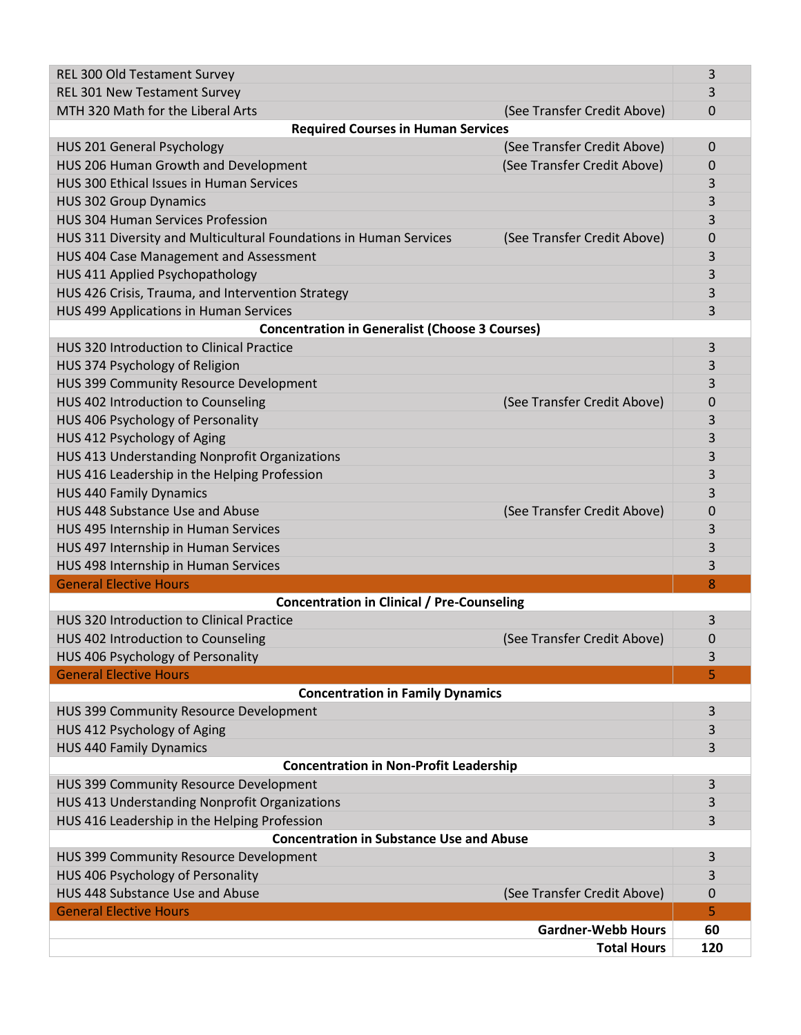| | | |
|---|---|---|
| REL 300 Old Testament Survey | | 3 |
| REL 301 New Testament Survey | | 3 |
| MTH 320 Math for the Liberal Arts | (See Transfer Credit Above) | 0 |
| **Required Courses in Human Services** | | |
| HUS 201 General Psychology | (See Transfer Credit Above) | 0 |
| HUS 206 Human Growth and Development | (See Transfer Credit Above) | 0 |
| HUS 300 Ethical Issues in Human Services | | 3 |
| HUS 302 Group Dynamics | | 3 |
| HUS 304 Human Services Profession | | 3 |
| HUS 311 Diversity and Multicultural Foundations in Human Services | (See Transfer Credit Above) | 0 |
| HUS 404 Case Management and Assessment | | 3 |
| HUS 411 Applied Psychopathology | | 3 |
| HUS 426 Crisis, Trauma, and Intervention Strategy | | 3 |
| HUS 499 Applications in Human Services | | 3 |
| **Concentration in Generalist (Choose 3 Courses)** | | |
| HUS 320 Introduction to Clinical Practice | | 3 |
| HUS 374 Psychology of Religion | | 3 |
| HUS 399 Community Resource Development | | 3 |
| HUS 402 Introduction to Counseling | (See Transfer Credit Above) | 0 |
| HUS 406 Psychology of Personality | | 3 |
| HUS 412 Psychology of Aging | | 3 |
| HUS 413 Understanding Nonprofit Organizations | | 3 |
| HUS 416 Leadership in the Helping Profession | | 3 |
| HUS 440 Family Dynamics | | 3 |
| HUS 448 Substance Use and Abuse | (See Transfer Credit Above) | 0 |
| HUS 495 Internship in Human Services | | 3 |
| HUS 497 Internship in Human Services | | 3 |
| HUS 498 Internship in Human Services | | 3 |
| General Elective Hours | | 8 |
| **Concentration in Clinical / Pre-Counseling** | | |
| HUS 320 Introduction to Clinical Practice | | 3 |
| HUS 402 Introduction to Counseling | (See Transfer Credit Above) | 0 |
| HUS 406 Psychology of Personality | | 3 |
| General Elective Hours | | 5 |
| **Concentration in Family Dynamics** | | |
| HUS 399 Community Resource Development | | 3 |
| HUS 412 Psychology of Aging | | 3 |
| HUS 440 Family Dynamics | | 3 |
| **Concentration in Non-Profit Leadership** | | |
| HUS 399 Community Resource Development | | 3 |
| HUS 413 Understanding Nonprofit Organizations | | 3 |
| HUS 416 Leadership in the Helping Profession | | 3 |
| **Concentration in Substance Use and Abuse** | | |
| HUS 399 Community Resource Development | | 3 |
| HUS 406 Psychology of Personality | | 3 |
| HUS 448 Substance Use and Abuse | (See Transfer Credit Above) | 0 |
| General Elective Hours | | 5 |
| | **Gardner-Webb Hours** | **60** |
| | **Total Hours** | **120** |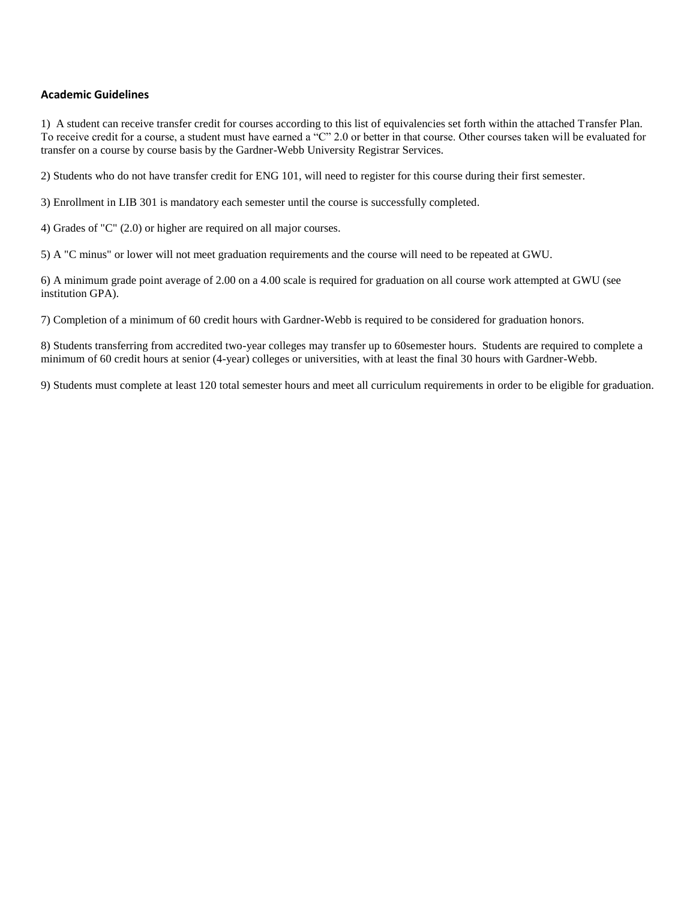## Academic Guidelines

1) A student can receive transfer credit for courses according to this list of equivalencies set forth within the attached Transfer Plan. To receive credit for a course, a student must have earned a "C" 2.0 or better in that course. Other courses taken will be evaluated for transfer on a course by course basis by the Gardner-Webb University Registrar Services.

2) Students who do not have transfer credit for ENG 101, will need to register for this course during their first semester.

3) Enrollment in LIB 301 is mandatory each semester until the course is successfully completed.

4) Grades of "C" (2.0) or higher are required on all major courses.

5) A "C minus" or lower will not meet graduation requirements and the course will need to be repeated at GWU.

6) A minimum grade point average of 2.00 on a 4.00 scale is required for graduation on all course work attempted at GWU (see institution GPA).

7) Completion of a minimum of 60 credit hours with Gardner-Webb is required to be considered for graduation honors.

8) Students transferring from accredited two-year colleges may transfer up to 60semester hours. Students are required to complete a minimum of 60 credit hours at senior (4-year) colleges or universities, with at least the final 30 hours with Gardner-Webb.

9) Students must complete at least 120 total semester hours and meet all curriculum requirements in order to be eligible for graduation.